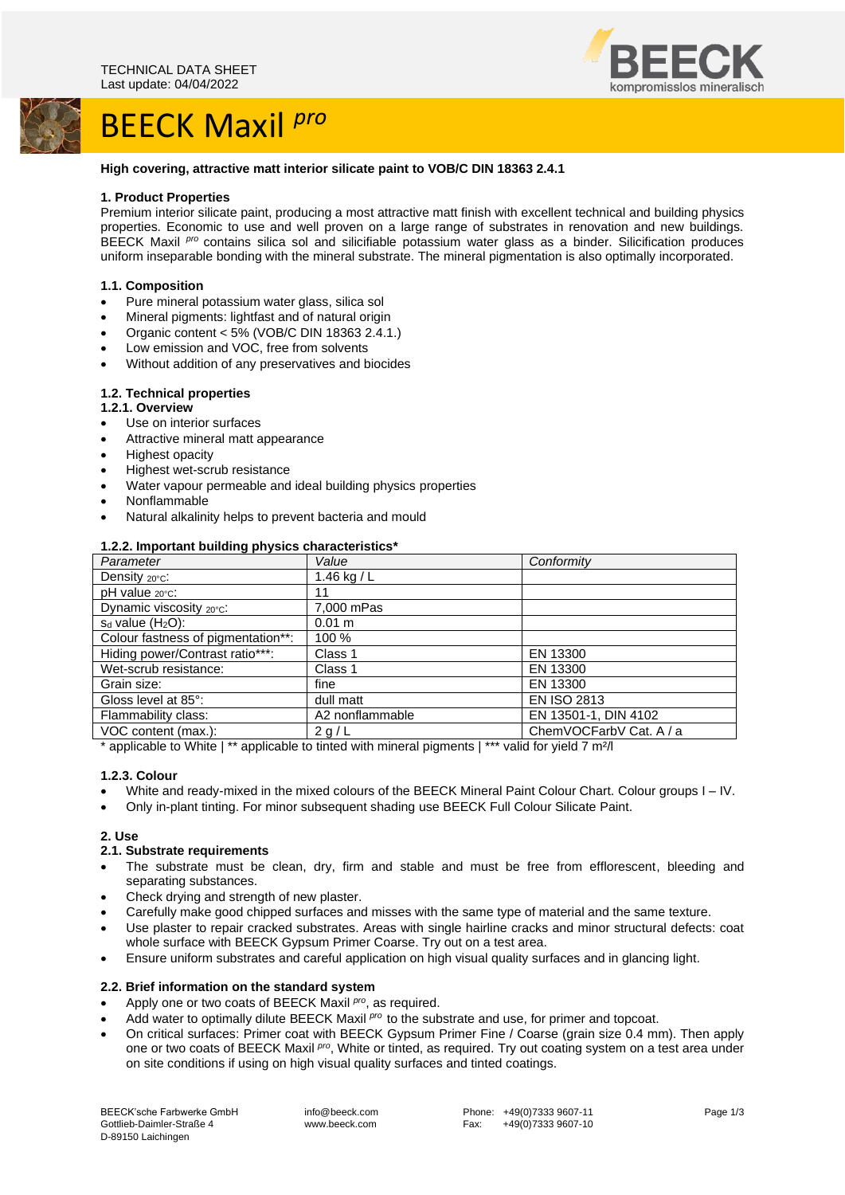TECHNICAL DATA SHEET
Last update: 04/04/2022

# BEECK Maxil *pro*

**High covering, attractive matt interior silicate paint to VOB/C DIN 18363 2.4.1**

## 1. Product Properties

Premium interior silicate paint, producing a most attractive matt finish with excellent technical and building physics properties. Economic to use and well proven on a large range of substrates in renovation and new buildings. BEECK Maxil *pro* contains silica sol and silicifiable potassium water glass as a binder. Silicification produces uniform inseparable bonding with the mineral substrate. The mineral pigmentation is also optimally incorporated.

### 1.1. Composition

- Pure mineral potassium water glass, silica sol
- Mineral pigments: lightfast and of natural origin
- Organic content < 5% (VOB/C DIN 18363 2.4.1.)
- Low emission and VOC, free from solvents
- Without addition of any preservatives and biocides

### 1.2. Technical properties

#### 1.2.1. Overview

- Use on interior surfaces
- Attractive mineral matt appearance
- Highest opacity
- Highest wet-scrub resistance
- Water vapour permeable and ideal building physics properties
- Nonflammable
- Natural alkalinity helps to prevent bacteria and mould

#### 1.2.2. Important building physics characteristics*

| *Parameter* | *Value* | *Conformity* |
|---|---|---|
| Density $_{20°C}$: | 1.46 kg / L | |
| pH value $_{20°C}$: | 11 | |
| Dynamic viscosity $_{20°C}$: | 7,000 mPas | |
| $S_d$ value ($H_2O$): | 0.01 m | |
| Colour fastness of pigmentation**: | 100 % | |
| Hiding power/Contrast ratio***: | Class 1 | EN 13300 |
| Wet-scrub resistance: | Class 1 | EN 13300 |
| Grain size: | fine | EN 13300 |
| Gloss level at 85°: | dull matt | EN ISO 2813 |
| Flammability class: | A2 nonflammable | EN 13501-1, DIN 4102 |
| VOC content (max.): | 2 g / L | ChemVOCFarbV Cat. A / a |

\* applicable to White | ** applicable to tinted with mineral pigments | *** valid for yield 7 m²/l

#### 1.2.3. Colour

- White and ready-mixed in the mixed colours of the BEECK Mineral Paint Colour Chart. Colour groups I – IV.
- Only in-plant tinting. For minor subsequent shading use BEECK Full Colour Silicate Paint.

## 2. Use

### 2.1. Substrate requirements

- The substrate must be clean, dry, firm and stable and must be free from efflorescent, bleeding and separating substances.
- Check drying and strength of new plaster.
- Carefully make good chipped surfaces and misses with the same type of material and the same texture.
- Use plaster to repair cracked substrates. Areas with single hairline cracks and minor structural defects: coat whole surface with BEECK Gypsum Primer Coarse. Try out on a test area.
- Ensure uniform substrates and careful application on high visual quality surfaces and in glancing light.

### 2.2. Brief information on the standard system

- Apply one or two coats of BEECK Maxil *pro*, as required.
- Add water to optimally dilute BEECK Maxil *pro* to the substrate and use, for primer and topcoat.
- On critical surfaces: Primer coat with BEECK Gypsum Primer Fine / Coarse (grain size 0.4 mm). Then apply one or two coats of BEECK Maxil *pro*, White or tinted, as required. Try out coating system on a test area under on site conditions if using on high visual quality surfaces and tinted coatings.

BEECK'sche Farbwerke GmbH
Gottlieb-Daimler-Straße 4
D-89150 Laichingen

info@beeck.com
www.beeck.com

Phone: +49(0)7333 9607-11
Fax: +49(0)7333 9607-10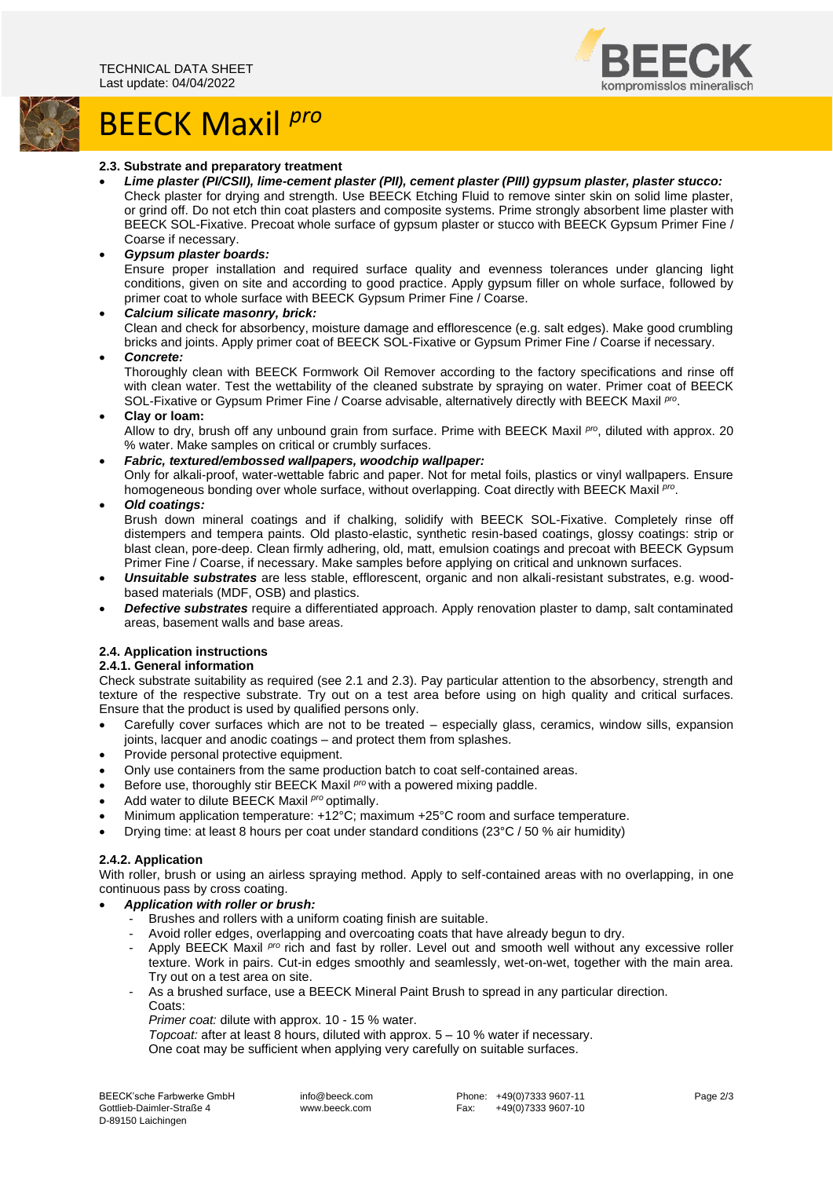## 2.3. Substrate and preparatory treatment

- ***Lime plaster (PI/CSII), lime-cement plaster (PII), cement plaster (PIII) gypsum plaster, plaster stucco:*** Check plaster for drying and strength. Use BEECK Etching Fluid to remove sinter skin on solid lime plaster, or grind off. Do not etch thin coat plasters and composite systems. Prime strongly absorbent lime plaster with BEECK SOL-Fixative. Precoat whole surface of gypsum plaster or stucco with BEECK Gypsum Primer Fine / Coarse if necessary.
- ***Gypsum plaster boards:*** Ensure proper installation and required surface quality and evenness tolerances under glancing light conditions, given on site and according to good practice. Apply gypsum filler on whole surface, followed by primer coat to whole surface with BEECK Gypsum Primer Fine / Coarse.
- ***Calcium silicate masonry, brick:*** Clean and check for absorbency, moisture damage and efflorescence (e.g. salt edges). Make good crumbling bricks and joints. Apply primer coat of BEECK SOL-Fixative or Gypsum Primer Fine / Coarse if necessary.
- ***Concrete:*** Thoroughly clean with BEECK Formwork Oil Remover according to the factory specifications and rinse off with clean water. Test the wettability of the cleaned substrate by spraying on water. Primer coat of BEECK SOL-Fixative or Gypsum Primer Fine / Coarse advisable, alternatively directly with BEECK Maxil *pro*.
- **Clay or loam:** Allow to dry, brush off any unbound grain from surface. Prime with BEECK Maxil *pro*, diluted with approx. 20 % water. Make samples on critical or crumbly surfaces.
- ***Fabric, textured/embossed wallpapers, woodchip wallpaper:*** Only for alkali-proof, water-wettable fabric and paper. Not for metal foils, plastics or vinyl wallpapers. Ensure homogeneous bonding over whole surface, without overlapping. Coat directly with BEECK Maxil *pro*.
- ***Old coatings:*** Brush down mineral coatings and if chalking, solidify with BEECK SOL-Fixative. Completely rinse off distempers and tempera paints. Old plasto-elastic, synthetic resin-based coatings, glossy coatings: strip or blast clean, pore-deep. Clean firmly adhering, old, matt, emulsion coatings and precoat with BEECK Gypsum Primer Fine / Coarse, if necessary. Make samples before applying on critical and unknown surfaces.
- ***Unsuitable substrates*** are less stable, efflorescent, organic and non alkali-resistant substrates, e.g. wood-based materials (MDF, OSB) and plastics.
- ***Defective substrates*** require a differentiated approach. Apply renovation plaster to damp, salt contaminated areas, basement walls and base areas.

## 2.4. Application instructions

### 2.4.1. General information

Check substrate suitability as required (see 2.1 and 2.3). Pay particular attention to the absorbency, strength and texture of the respective substrate. Try out on a test area before using on high quality and critical surfaces. Ensure that the product is used by qualified persons only.

- Carefully cover surfaces which are not to be treated – especially glass, ceramics, window sills, expansion joints, lacquer and anodic coatings – and protect them from splashes.
- Provide personal protective equipment.
- Only use containers from the same production batch to coat self-contained areas.
- Before use, thoroughly stir BEECK Maxil *pro* with a powered mixing paddle.
- Add water to dilute BEECK Maxil *pro* optimally.
- Minimum application temperature: +12°C; maximum +25°C room and surface temperature.
- Drying time: at least 8 hours per coat under standard conditions (23°C / 50 % air humidity)

### 2.4.2. Application

With roller, brush or using an airless spraying method. Apply to self-contained areas with no overlapping, in one continuous pass by cross coating.

- ***Application with roller or brush:***
  - Brushes and rollers with a uniform coating finish are suitable.
  - Avoid roller edges, overlapping and overcoating coats that have already begun to dry.
  - Apply BEECK Maxil *pro* rich and fast by roller. Level out and smooth well without any excessive roller texture. Work in pairs. Cut-in edges smoothly and seamlessly, wet-on-wet, together with the main area. Try out on a test area on site.
  - As a brushed surface, use a BEECK Mineral Paint Brush to spread in any particular direction.

    Coats:

    *Primer coat:* dilute with approx. 10 - 15 % water.

    *Topcoat:* after at least 8 hours, diluted with approx. 5 – 10 % water if necessary.

    One coat may be sufficient when applying very carefully on suitable surfaces.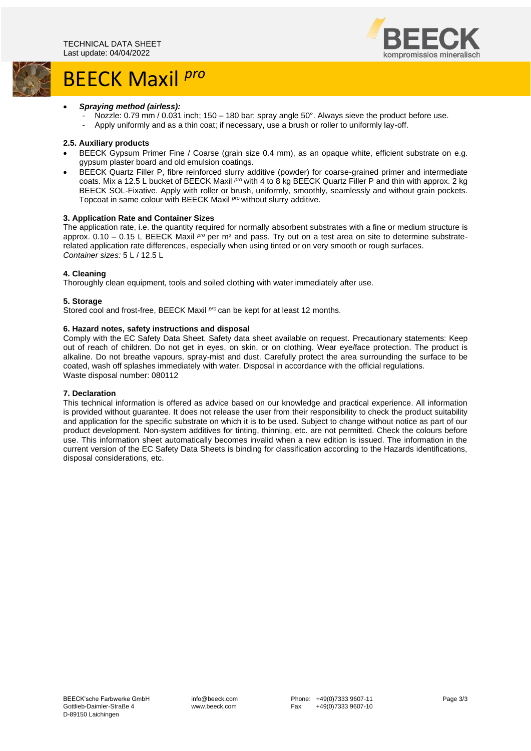- ***Spraying method (airless):***
  - Nozzle: 0.79 mm / 0.031 inch; 150 – 180 bar; spray angle 50°. Always sieve the product before use.
  - Apply uniformly and as a thin coat; if necessary, use a brush or roller to uniformly lay-off.

### 2.5. Auxiliary products

- BEECK Gypsum Primer Fine / Coarse (grain size 0.4 mm), as an opaque white, efficient substrate on e.g. gypsum plaster board and old emulsion coatings.
- BEECK Quartz Filler P, fibre reinforced slurry additive (powder) for coarse-grained primer and intermediate coats. Mix a 12.5 L bucket of BEECK Maxil *pro* with 4 to 8 kg BEECK Quartz Filler P and thin with approx. 2 kg BEECK SOL-Fixative. Apply with roller or brush, uniformly, smoothly, seamlessly and without grain pockets. Topcoat in same colour with BEECK Maxil *pro* without slurry additive.

### 3. Application Rate and Container Sizes

The application rate, i.e. the quantity required for normally absorbent substrates with a fine or medium structure is approx. 0.10 – 0.15 L BEECK Maxil *pro* per m² and pass. Try out on a test area on site to determine substrate-related application rate differences, especially when using tinted or on very smooth or rough surfaces.
*Container sizes:* 5 L / 12.5 L

### 4. Cleaning

Thoroughly clean equipment, tools and soiled clothing with water immediately after use.

### 5. Storage

Stored cool and frost-free, BEECK Maxil *pro* can be kept for at least 12 months.

### 6. Hazard notes, safety instructions and disposal

Comply with the EC Safety Data Sheet. Safety data sheet available on request. Precautionary statements: Keep out of reach of children. Do not get in eyes, on skin, or on clothing. Wear eye/face protection. The product is alkaline. Do not breathe vapours, spray-mist and dust. Carefully protect the area surrounding the surface to be coated, wash off splashes immediately with water. Disposal in accordance with the official regulations.
Waste disposal number: 080112

### 7. Declaration

This technical information is offered as advice based on our knowledge and practical experience. All information is provided without guarantee. It does not release the user from their responsibility to check the product suitability and application for the specific substrate on which it is to be used. Subject to change without notice as part of our product development. Non-system additives for tinting, thinning, etc. are not permitted. Check the colours before use. This information sheet automatically becomes invalid when a new edition is issued. The information in the current version of the EC Safety Data Sheets is binding for classification according to the Hazards identifications, disposal considerations, etc.